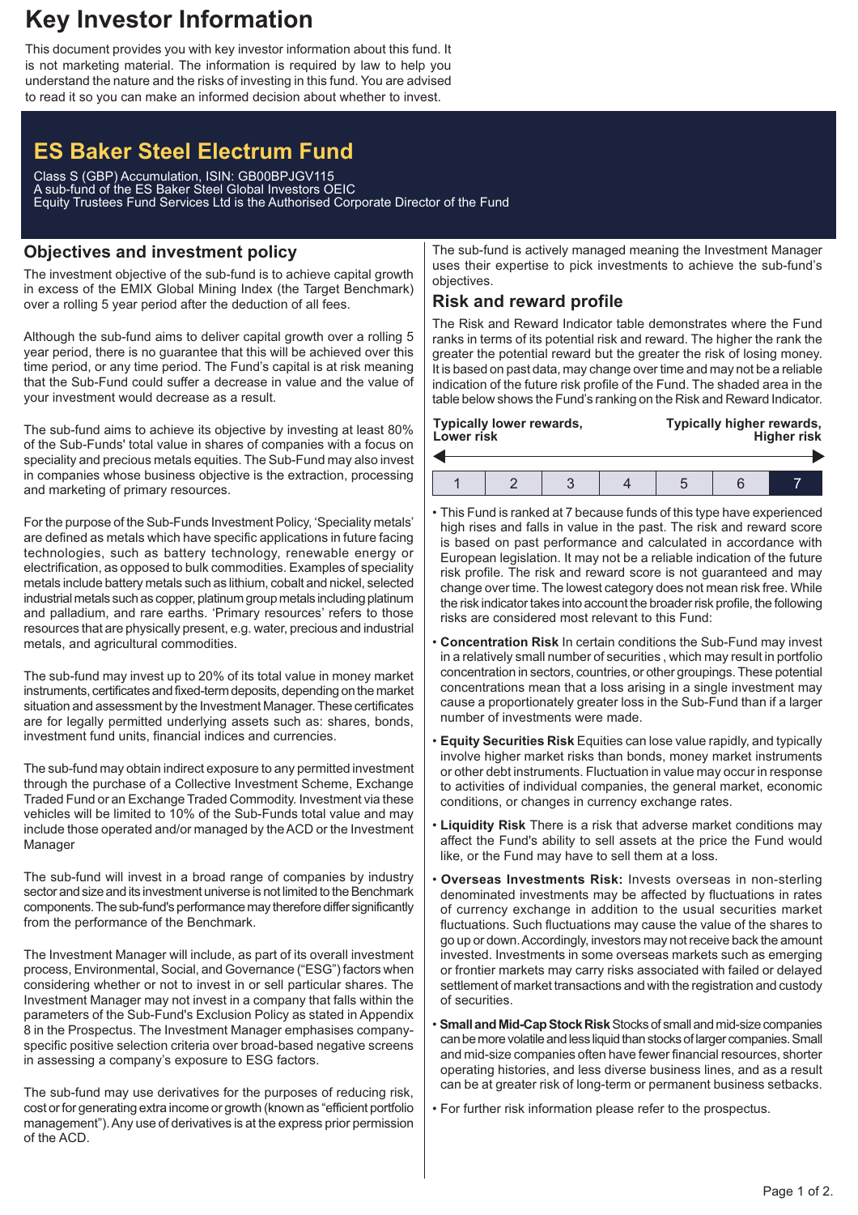# Key Investor Information

This document provides you with key investor information about this fund. It is not marketing material. The information is required by law to help you understand the nature and the risks of investing in this fund. You are advised to read it so you can make an informed decision about whether to invest.

## ES Baker Steel Electrum Fund

Class S (GBP) Accumulation, ISIN: GB00BPJGV115
A sub-fund of the ES Baker Steel Global Investors OEIC
Equity Trustees Fund Services Ltd is the Authorised Corporate Director of the Fund

## Objectives and investment policy

The investment objective of the sub-fund is to achieve capital growth in excess of the EMIX Global Mining Index (the Target Benchmark) over a rolling 5 year period after the deduction of all fees.

Although the sub-fund aims to deliver capital growth over a rolling 5 year period, there is no guarantee that this will be achieved over this time period, or any time period. The Fund's capital is at risk meaning that the Sub-Fund could suffer a decrease in value and the value of your investment would decrease as a result.

The sub-fund aims to achieve its objective by investing at least 80% of the Sub-Funds' total value in shares of companies with a focus on speciality and precious metals equities. The Sub-Fund may also invest in companies whose business objective is the extraction, processing and marketing of primary resources.

For the purpose of the Sub-Funds Investment Policy, 'Speciality metals' are defined as metals which have specific applications in future facing technologies, such as battery technology, renewable energy or electrification, as opposed to bulk commodities. Examples of speciality metals include battery metals such as lithium, cobalt and nickel, selected industrial metals such as copper, platinum group metals including platinum and palladium, and rare earths. 'Primary resources' refers to those resources that are physically present, e.g. water, precious and industrial metals, and agricultural commodities.

The sub-fund may invest up to 20% of its total value in money market instruments, certificates and fixed-term deposits, depending on the market situation and assessment by the Investment Manager. These certificates are for legally permitted underlying assets such as: shares, bonds, investment fund units, financial indices and currencies.

The sub-fund may obtain indirect exposure to any permitted investment through the purchase of a Collective Investment Scheme, Exchange Traded Fund or an Exchange Traded Commodity. Investment via these vehicles will be limited to 10% of the Sub-Funds total value and may include those operated and/or managed by the ACD or the Investment Manager

The sub-fund will invest in a broad range of companies by industry sector and size and its investment universe is not limited to the Benchmark components. The sub-fund's performance may therefore differ significantly from the performance of the Benchmark.

The Investment Manager will include, as part of its overall investment process, Environmental, Social, and Governance ("ESG") factors when considering whether or not to invest in or sell particular shares. The Investment Manager may not invest in a company that falls within the parameters of the Sub-Fund's Exclusion Policy as stated in Appendix 8 in the Prospectus. The Investment Manager emphasises company-specific positive selection criteria over broad-based negative screens in assessing a company's exposure to ESG factors.

The sub-fund may use derivatives for the purposes of reducing risk, cost or for generating extra income or growth (known as "efficient portfolio management"). Any use of derivatives is at the express prior permission of the ACD.

The sub-fund is actively managed meaning the Investment Manager uses their expertise to pick investments to achieve the sub-fund's objectives.

## Risk and reward profile

The Risk and Reward Indicator table demonstrates where the Fund ranks in terms of its potential risk and reward. The higher the rank the greater the potential reward but the greater the risk of losing money. It is based on past data, may change over time and may not be a reliable indication of the future risk profile of the Fund. The shaded area in the table below shows the Fund's ranking on the Risk and Reward Indicator.

**Typically lower rewards, Lower risk** — **Typically higher rewards, Higher risk**

| 1 | 2 | 3 | 4 | 5 | 6 | **7** |
|---|---|---|---|---|---|---|

- This Fund is ranked at 7 because funds of this type have experienced high rises and falls in value in the past. The risk and reward score is based on past performance and calculated in accordance with European legislation. It may not be a reliable indication of the future risk profile. The risk and reward score is not guaranteed and may change over time. The lowest category does not mean risk free. While the risk indicator takes into account the broader risk profile, the following risks are considered most relevant to this Fund:
- **Concentration Risk** In certain conditions the Sub-Fund may invest in a relatively small number of securities , which may result in portfolio concentration in sectors, countries, or other groupings. These potential concentrations mean that a loss arising in a single investment may cause a proportionately greater loss in the Sub-Fund than if a larger number of investments were made.
- **Equity Securities Risk** Equities can lose value rapidly, and typically involve higher market risks than bonds, money market instruments or other debt instruments. Fluctuation in value may occur in response to activities of individual companies, the general market, economic conditions, or changes in currency exchange rates.
- **Liquidity Risk** There is a risk that adverse market conditions may affect the Fund's ability to sell assets at the price the Fund would like, or the Fund may have to sell them at a loss.
- **Overseas Investments Risk:** Invests overseas in non-sterling denominated investments may be affected by fluctuations in rates of currency exchange in addition to the usual securities market fluctuations. Such fluctuations may cause the value of the shares to go up or down. Accordingly, investors may not receive back the amount invested. Investments in some overseas markets such as emerging or frontier markets may carry risks associated with failed or delayed settlement of market transactions and with the registration and custody of securities.
- **Small and Mid-Cap Stock Risk** Stocks of small and mid-size companies can be more volatile and less liquid than stocks of larger companies. Small and mid-size companies often have fewer financial resources, shorter operating histories, and less diverse business lines, and as a result can be at greater risk of long-term or permanent business setbacks.
- For further risk information please refer to the prospectus.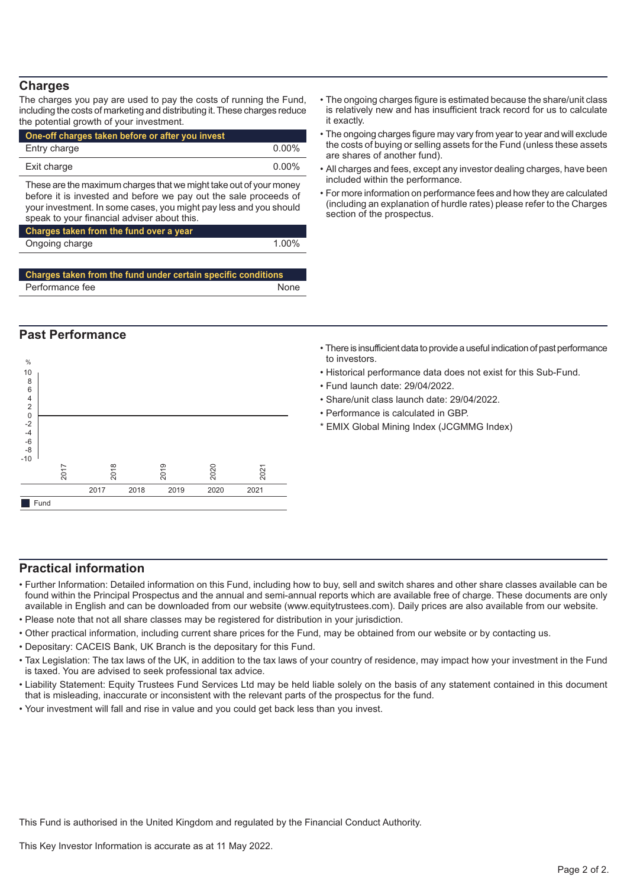## Charges

The charges you pay are used to pay the costs of running the Fund, including the costs of marketing and distributing it. These charges reduce the potential growth of your investment.

| One-off charges taken before or after you invest | |
|---|---|
| Entry charge | 0.00% |
| Exit charge | 0.00% |

These are the maximum charges that we might take out of your money before it is invested and before we pay out the sale proceeds of your investment. In some cases, you might pay less and you should speak to your financial adviser about this.

| Charges taken from the fund over a year | |
|---|---|
| Ongoing charge | 1.00% |

| Charges taken from the fund under certain specific conditions | |
|---|---|
| Performance fee | None |

- The ongoing charges figure is estimated because the share/unit class is relatively new and has insufficient track record for us to calculate it exactly.
- The ongoing charges figure may vary from year to year and will exclude the costs of buying or selling assets for the Fund (unless these assets are shares of another fund).
- All charges and fees, except any investor dealing charges, have been included within the performance.
- For more information on performance fees and how they are calculated (including an explanation of hurdle rates) please refer to the Charges section of the prospectus.

## Past Performance

%
10
8
6
4
2
0
-2
-4
-6
-8
-10

2017 2018 2019 2020 2021

2017 2018 2019 2020 2021

Fund

- There is insufficient data to provide a useful indication of past performance to investors.
- Historical performance data does not exist for this Sub-Fund.
- Fund launch date: 29/04/2022.
- Share/unit class launch date: 29/04/2022.
- Performance is calculated in GBP.

\* EMIX Global Mining Index (JCGMMG Index)

## Practical information

- Further Information: Detailed information on this Fund, including how to buy, sell and switch shares and other share classes available can be found within the Principal Prospectus and the annual and semi-annual reports which are available free of charge. These documents are only available in English and can be downloaded from our website (www.equitytrustees.com). Daily prices are also available from our website.
- Please note that not all share classes may be registered for distribution in your jurisdiction.
- Other practical information, including current share prices for the Fund, may be obtained from our website or by contacting us.
- Depositary: CACEIS Bank, UK Branch is the depositary for this Fund.
- Tax Legislation: The tax laws of the UK, in addition to the tax laws of your country of residence, may impact how your investment in the Fund is taxed. You are advised to seek professional tax advice.
- Liability Statement: Equity Trustees Fund Services Ltd may be held liable solely on the basis of any statement contained in this document that is misleading, inaccurate or inconsistent with the relevant parts of the prospectus for the fund.
- Your investment will fall and rise in value and you could get back less than you invest.

This Fund is authorised in the United Kingdom and regulated by the Financial Conduct Authority.

This Key Investor Information is accurate as at 11 May 2022.